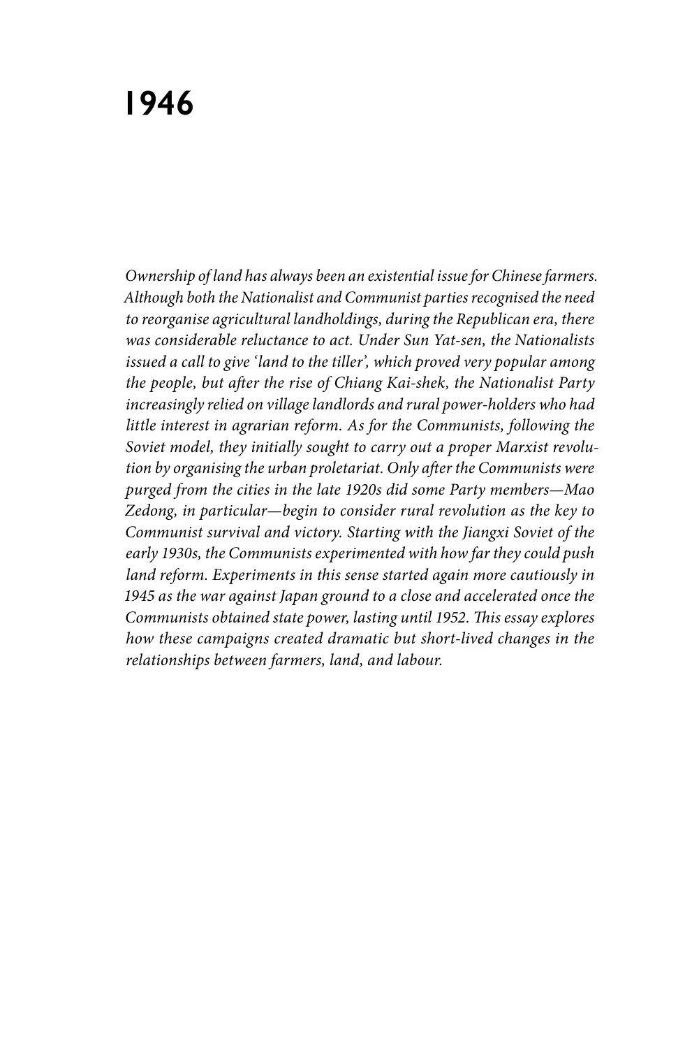# 1946

*Ownership of land has always been an existential issue for Chinese farmers. Although both the Nationalist and Communist parties recognised the need to reorganise agricultural landholdings, during the Republican era, there was considerable reluctance to act. Under Sun Yat-sen, the Nationalists issued a call to give 'land to the tiller', which proved very popular among the people, but after the rise of Chiang Kai-shek, the Nationalist Party increasingly relied on village landlords and rural power-holders who had little interest in agrarian reform. As for the Communists, following the Soviet model, they initially sought to carry out a proper Marxist revolution by organising the urban proletariat. Only after the Communists were purged from the cities in the late 1920s did some Party members—Mao Zedong, in particular—begin to consider rural revolution as the key to Communist survival and victory. Starting with the Jiangxi Soviet of the early 1930s, the Communists experimented with how far they could push land reform. Experiments in this sense started again more cautiously in 1945 as the war against Japan ground to a close and accelerated once the Communists obtained state power, lasting until 1952. This essay explores how these campaigns created dramatic but short-lived changes in the relationships between farmers, land, and labour.*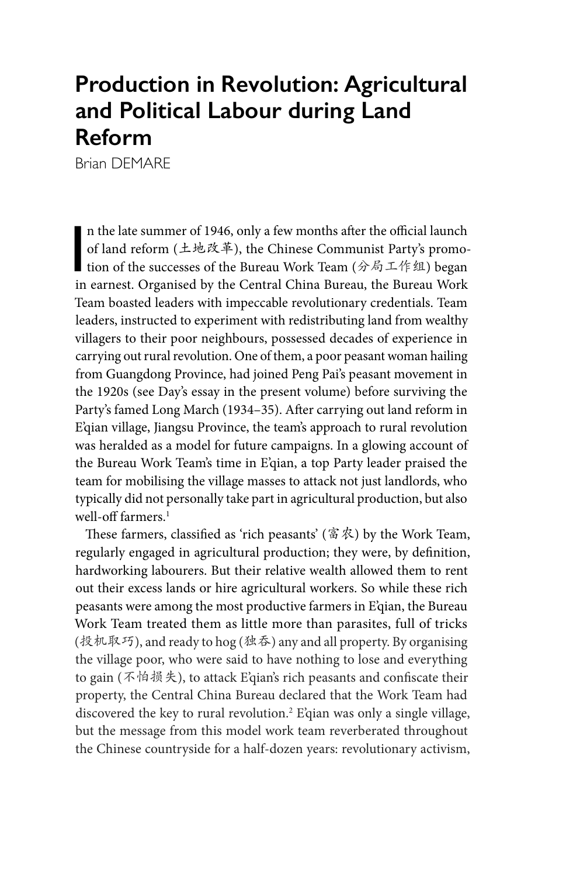# Production in Revolution: Agricultural and Political Labour during Land Reform

Brian DEMARE

In the late summer of 1946, only a few months after the official launch of land reform (土地改革), the Chinese Communist Party's promotion of the successes of the Bureau Work Team (分局工作组) began in earnest. Organised by the Central China Bureau, the Bureau Work Team boasted leaders with impeccable revolutionary credentials. Team leaders, instructed to experiment with redistributing land from wealthy villagers to their poor neighbours, possessed decades of experience in carrying out rural revolution. One of them, a poor peasant woman hailing from Guangdong Province, had joined Peng Pai's peasant movement in the 1920s (see Day's essay in the present volume) before surviving the Party's famed Long March (1934–35). After carrying out land reform in E'qian village, Jiangsu Province, the team's approach to rural revolution was heralded as a model for future campaigns. In a glowing account of the Bureau Work Team's time in E'qian, a top Party leader praised the team for mobilising the village masses to attack not just landlords, who typically did not personally take part in agricultural production, but also well-off farmers.[1]

These farmers, classified as 'rich peasants' (富农) by the Work Team, regularly engaged in agricultural production; they were, by definition, hardworking labourers. But their relative wealth allowed them to rent out their excess lands or hire agricultural workers. So while these rich peasants were among the most productive farmers in E'qian, the Bureau Work Team treated them as little more than parasites, full of tricks (投机取巧), and ready to hog (独吞) any and all property. By organising the village poor, who were said to have nothing to lose and everything to gain (不怕损失), to attack E'qian's rich peasants and confiscate their property, the Central China Bureau declared that the Work Team had discovered the key to rural revolution.[2] E'qian was only a single village, but the message from this model work team reverberated throughout the Chinese countryside for a half-dozen years: revolutionary activism,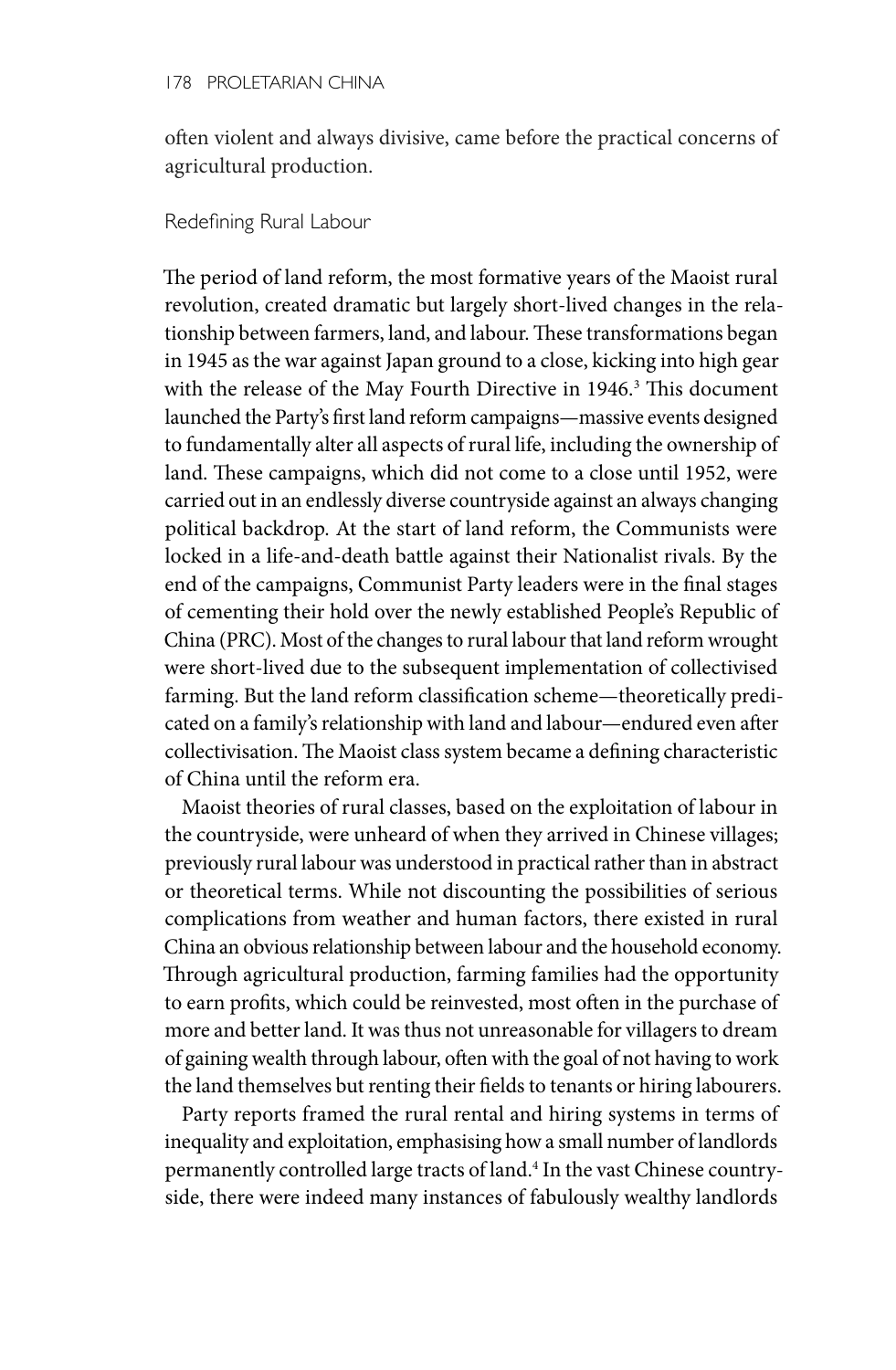often violent and always divisive, came before the practical concerns of agricultural production.

## Redefining Rural Labour

The period of land reform, the most formative years of the Maoist rural revolution, created dramatic but largely short-lived changes in the relationship between farmers, land, and labour. These transformations began in 1945 as the war against Japan ground to a close, kicking into high gear with the release of the May Fourth Directive in 1946.[3] This document launched the Party's first land reform campaigns—massive events designed to fundamentally alter all aspects of rural life, including the ownership of land. These campaigns, which did not come to a close until 1952, were carried out in an endlessly diverse countryside against an always changing political backdrop. At the start of land reform, the Communists were locked in a life-and-death battle against their Nationalist rivals. By the end of the campaigns, Communist Party leaders were in the final stages of cementing their hold over the newly established People's Republic of China (PRC). Most of the changes to rural labour that land reform wrought were short-lived due to the subsequent implementation of collectivised farming. But the land reform classification scheme—theoretically predicated on a family's relationship with land and labour—endured even after collectivisation. The Maoist class system became a defining characteristic of China until the reform era.

Maoist theories of rural classes, based on the exploitation of labour in the countryside, were unheard of when they arrived in Chinese villages; previously rural labour was understood in practical rather than in abstract or theoretical terms. While not discounting the possibilities of serious complications from weather and human factors, there existed in rural China an obvious relationship between labour and the household economy. Through agricultural production, farming families had the opportunity to earn profits, which could be reinvested, most often in the purchase of more and better land. It was thus not unreasonable for villagers to dream of gaining wealth through labour, often with the goal of not having to work the land themselves but renting their fields to tenants or hiring labourers.

Party reports framed the rural rental and hiring systems in terms of inequality and exploitation, emphasising how a small number of landlords permanently controlled large tracts of land.[4] In the vast Chinese countryside, there were indeed many instances of fabulously wealthy landlords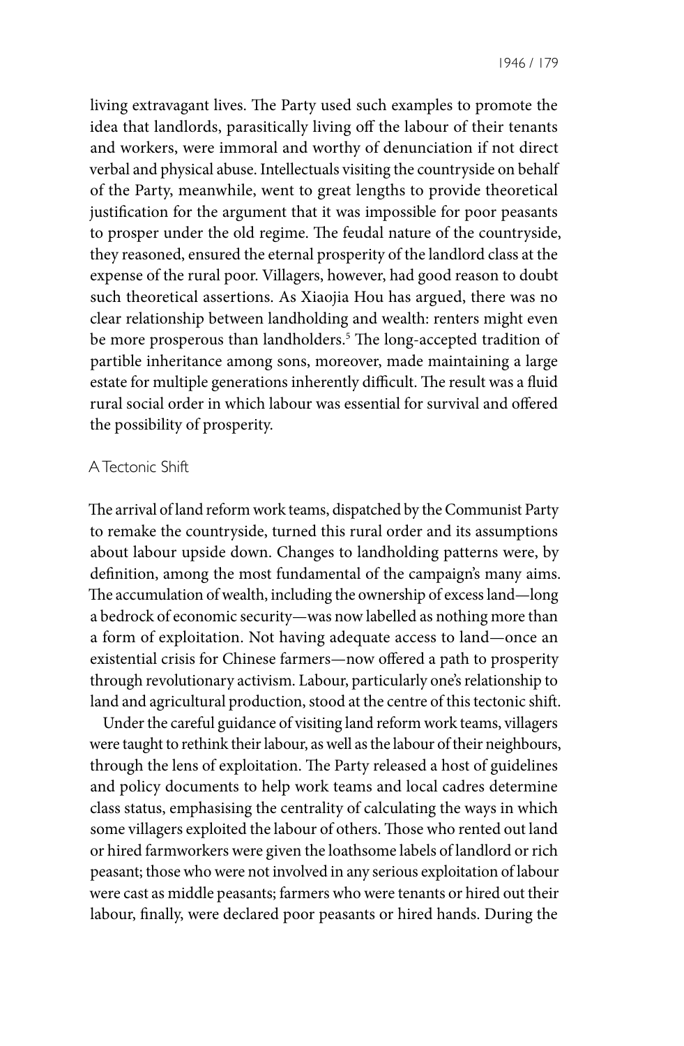living extravagant lives. The Party used such examples to promote the idea that landlords, parasitically living off the labour of their tenants and workers, were immoral and worthy of denunciation if not direct verbal and physical abuse. Intellectuals visiting the countryside on behalf of the Party, meanwhile, went to great lengths to provide theoretical justification for the argument that it was impossible for poor peasants to prosper under the old regime. The feudal nature of the countryside, they reasoned, ensured the eternal prosperity of the landlord class at the expense of the rural poor. Villagers, however, had good reason to doubt such theoretical assertions. As Xiaojia Hou has argued, there was no clear relationship between landholding and wealth: renters might even be more prosperous than landholders.[5] The long-accepted tradition of partible inheritance among sons, moreover, made maintaining a large estate for multiple generations inherently difficult. The result was a fluid rural social order in which labour was essential for survival and offered the possibility of prosperity.

## A Tectonic Shift

The arrival of land reform work teams, dispatched by the Communist Party to remake the countryside, turned this rural order and its assumptions about labour upside down. Changes to landholding patterns were, by definition, among the most fundamental of the campaign's many aims. The accumulation of wealth, including the ownership of excess land—long a bedrock of economic security—was now labelled as nothing more than a form of exploitation. Not having adequate access to land—once an existential crisis for Chinese farmers—now offered a path to prosperity through revolutionary activism. Labour, particularly one's relationship to land and agricultural production, stood at the centre of this tectonic shift.

Under the careful guidance of visiting land reform work teams, villagers were taught to rethink their labour, as well as the labour of their neighbours, through the lens of exploitation. The Party released a host of guidelines and policy documents to help work teams and local cadres determine class status, emphasising the centrality of calculating the ways in which some villagers exploited the labour of others. Those who rented out land or hired farmworkers were given the loathsome labels of landlord or rich peasant; those who were not involved in any serious exploitation of labour were cast as middle peasants; farmers who were tenants or hired out their labour, finally, were declared poor peasants or hired hands. During the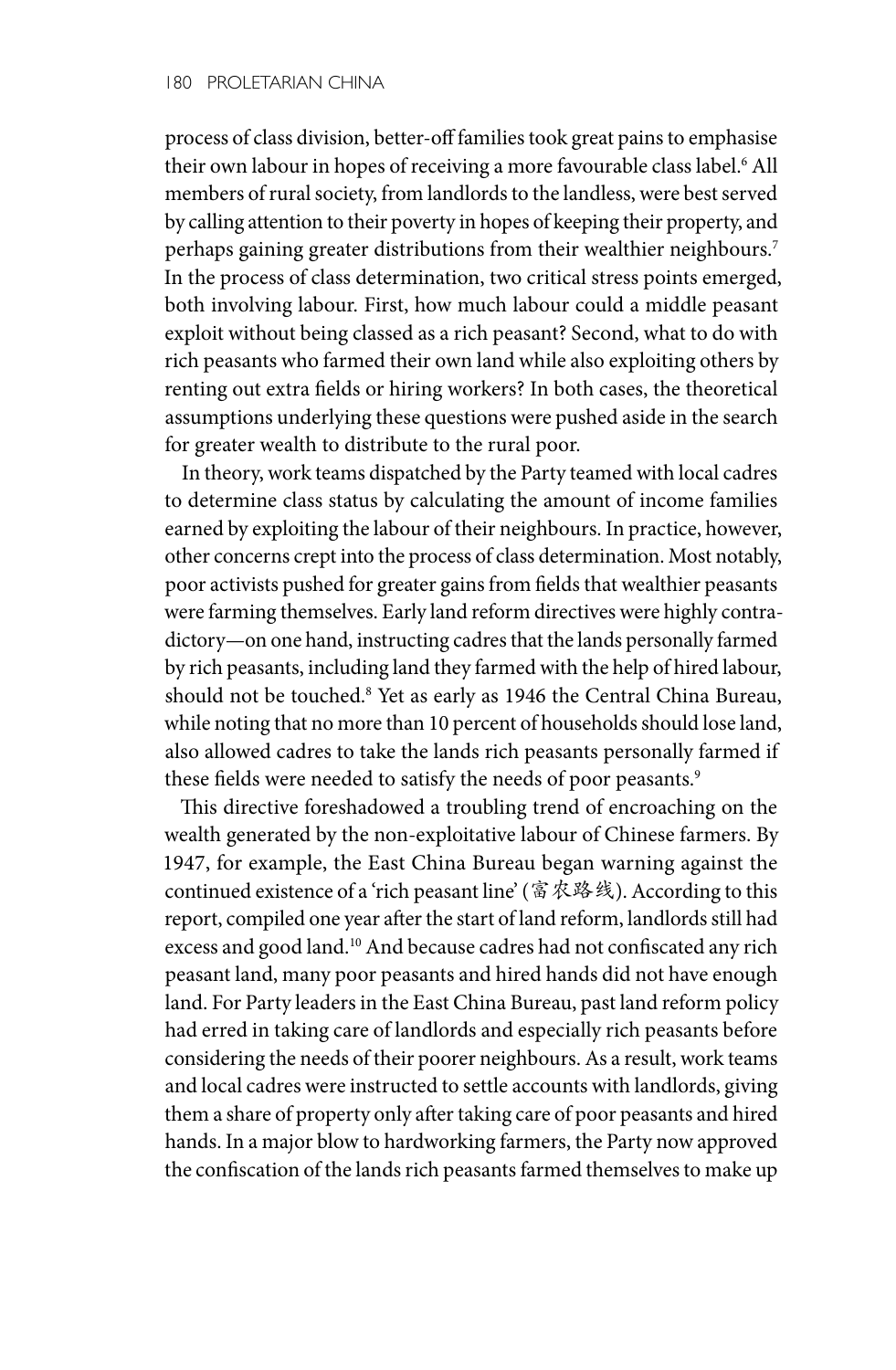process of class division, better-off families took great pains to emphasise their own labour in hopes of receiving a more favourable class label.[6] All members of rural society, from landlords to the landless, were best served by calling attention to their poverty in hopes of keeping their property, and perhaps gaining greater distributions from their wealthier neighbours.[7] In the process of class determination, two critical stress points emerged, both involving labour. First, how much labour could a middle peasant exploit without being classed as a rich peasant? Second, what to do with rich peasants who farmed their own land while also exploiting others by renting out extra fields or hiring workers? In both cases, the theoretical assumptions underlying these questions were pushed aside in the search for greater wealth to distribute to the rural poor.

In theory, work teams dispatched by the Party teamed with local cadres to determine class status by calculating the amount of income families earned by exploiting the labour of their neighbours. In practice, however, other concerns crept into the process of class determination. Most notably, poor activists pushed for greater gains from fields that wealthier peasants were farming themselves. Early land reform directives were highly contradictory—on one hand, instructing cadres that the lands personally farmed by rich peasants, including land they farmed with the help of hired labour, should not be touched.[8] Yet as early as 1946 the Central China Bureau, while noting that no more than 10 percent of households should lose land, also allowed cadres to take the lands rich peasants personally farmed if these fields were needed to satisfy the needs of poor peasants.[9]

This directive foreshadowed a troubling trend of encroaching on the wealth generated by the non-exploitative labour of Chinese farmers. By 1947, for example, the East China Bureau began warning against the continued existence of a 'rich peasant line' (富农路线). According to this report, compiled one year after the start of land reform, landlords still had excess and good land.[10] And because cadres had not confiscated any rich peasant land, many poor peasants and hired hands did not have enough land. For Party leaders in the East China Bureau, past land reform policy had erred in taking care of landlords and especially rich peasants before considering the needs of their poorer neighbours. As a result, work teams and local cadres were instructed to settle accounts with landlords, giving them a share of property only after taking care of poor peasants and hired hands. In a major blow to hardworking farmers, the Party now approved the confiscation of the lands rich peasants farmed themselves to make up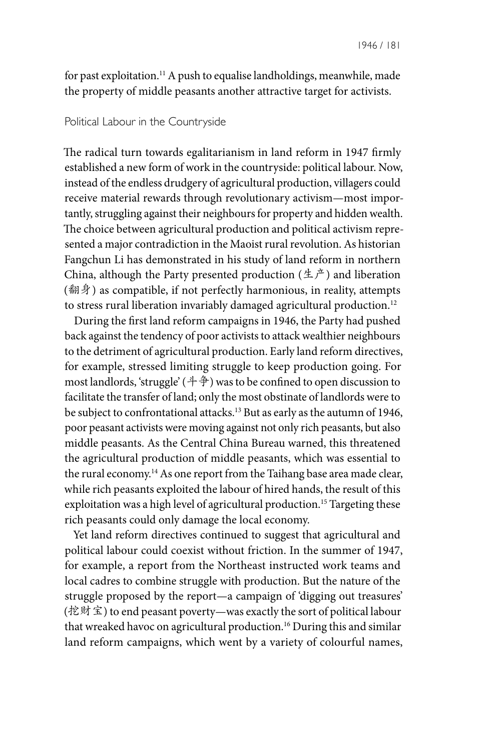for past exploitation.[11] A push to equalise landholdings, meanwhile, made the property of middle peasants another attractive target for activists.

## Political Labour in the Countryside

The radical turn towards egalitarianism in land reform in 1947 firmly established a new form of work in the countryside: political labour. Now, instead of the endless drudgery of agricultural production, villagers could receive material rewards through revolutionary activism—most importantly, struggling against their neighbours for property and hidden wealth. The choice between agricultural production and political activism represented a major contradiction in the Maoist rural revolution. As historian Fangchun Li has demonstrated in his study of land reform in northern China, although the Party presented production (生产) and liberation (翻身) as compatible, if not perfectly harmonious, in reality, attempts to stress rural liberation invariably damaged agricultural production.[12]

During the first land reform campaigns in 1946, the Party had pushed back against the tendency of poor activists to attack wealthier neighbours to the detriment of agricultural production. Early land reform directives, for example, stressed limiting struggle to keep production going. For most landlords, 'struggle' (斗争) was to be confined to open discussion to facilitate the transfer of land; only the most obstinate of landlords were to be subject to confrontational attacks.[13] But as early as the autumn of 1946, poor peasant activists were moving against not only rich peasants, but also middle peasants. As the Central China Bureau warned, this threatened the agricultural production of middle peasants, which was essential to the rural economy.[14] As one report from the Taihang base area made clear, while rich peasants exploited the labour of hired hands, the result of this exploitation was a high level of agricultural production.[15] Targeting these rich peasants could only damage the local economy.

Yet land reform directives continued to suggest that agricultural and political labour could coexist without friction. In the summer of 1947, for example, a report from the Northeast instructed work teams and local cadres to combine struggle with production. But the nature of the struggle proposed by the report—a campaign of 'digging out treasures' (挖财宝) to end peasant poverty—was exactly the sort of political labour that wreaked havoc on agricultural production.[16] During this and similar land reform campaigns, which went by a variety of colourful names,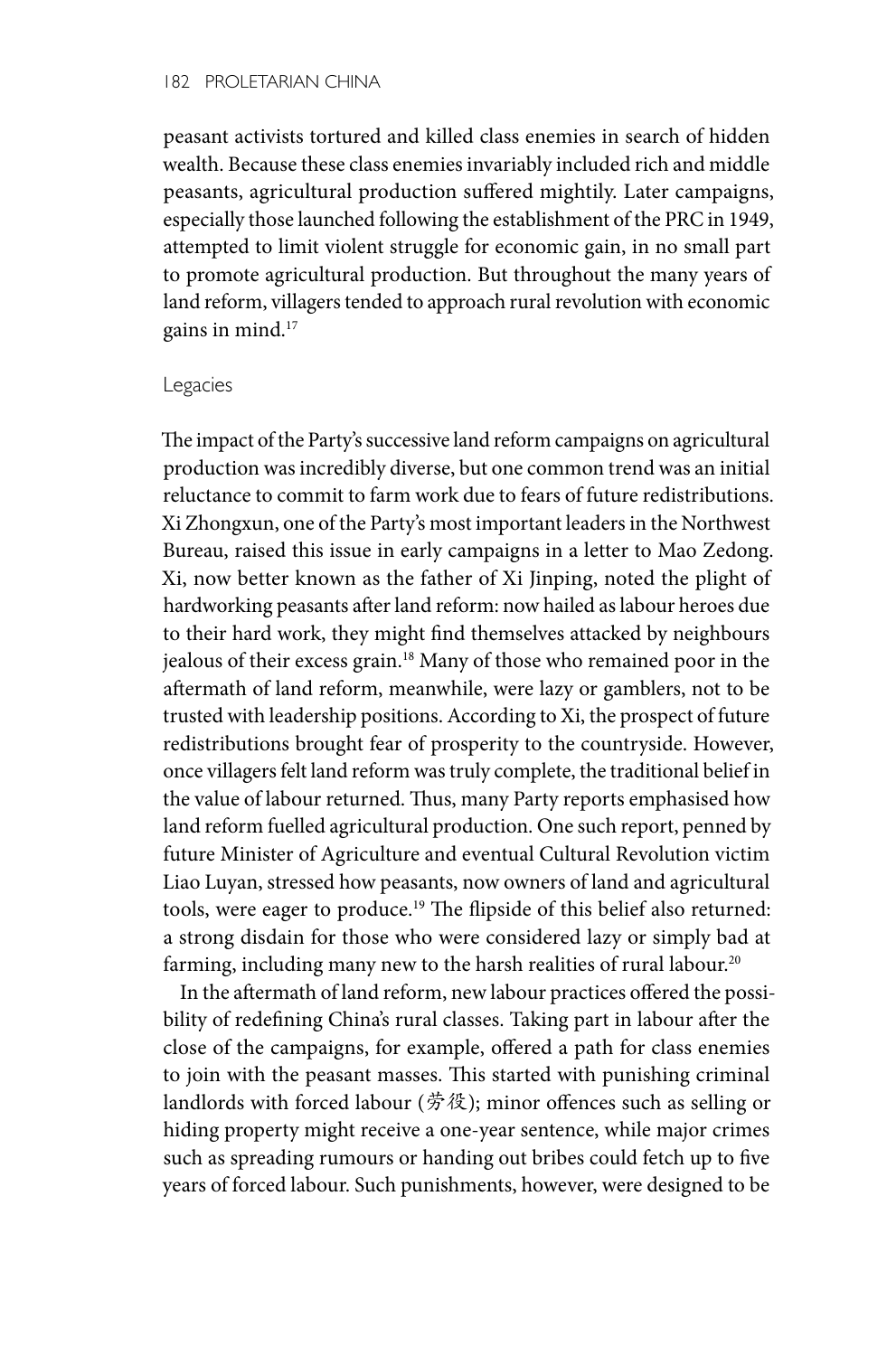peasant activists tortured and killed class enemies in search of hidden wealth. Because these class enemies invariably included rich and middle peasants, agricultural production suffered mightily. Later campaigns, especially those launched following the establishment of the PRC in 1949, attempted to limit violent struggle for economic gain, in no small part to promote agricultural production. But throughout the many years of land reform, villagers tended to approach rural revolution with economic gains in mind.[17]

## Legacies

The impact of the Party's successive land reform campaigns on agricultural production was incredibly diverse, but one common trend was an initial reluctance to commit to farm work due to fears of future redistributions. Xi Zhongxun, one of the Party's most important leaders in the Northwest Bureau, raised this issue in early campaigns in a letter to Mao Zedong. Xi, now better known as the father of Xi Jinping, noted the plight of hardworking peasants after land reform: now hailed as labour heroes due to their hard work, they might find themselves attacked by neighbours jealous of their excess grain.[18] Many of those who remained poor in the aftermath of land reform, meanwhile, were lazy or gamblers, not to be trusted with leadership positions. According to Xi, the prospect of future redistributions brought fear of prosperity to the countryside. However, once villagers felt land reform was truly complete, the traditional belief in the value of labour returned. Thus, many Party reports emphasised how land reform fuelled agricultural production. One such report, penned by future Minister of Agriculture and eventual Cultural Revolution victim Liao Luyan, stressed how peasants, now owners of land and agricultural tools, were eager to produce.[19] The flipside of this belief also returned: a strong disdain for those who were considered lazy or simply bad at farming, including many new to the harsh realities of rural labour.[20]

In the aftermath of land reform, new labour practices offered the possibility of redefining China's rural classes. Taking part in labour after the close of the campaigns, for example, offered a path for class enemies to join with the peasant masses. This started with punishing criminal landlords with forced labour (劳役); minor offences such as selling or hiding property might receive a one-year sentence, while major crimes such as spreading rumours or handing out bribes could fetch up to five years of forced labour. Such punishments, however, were designed to be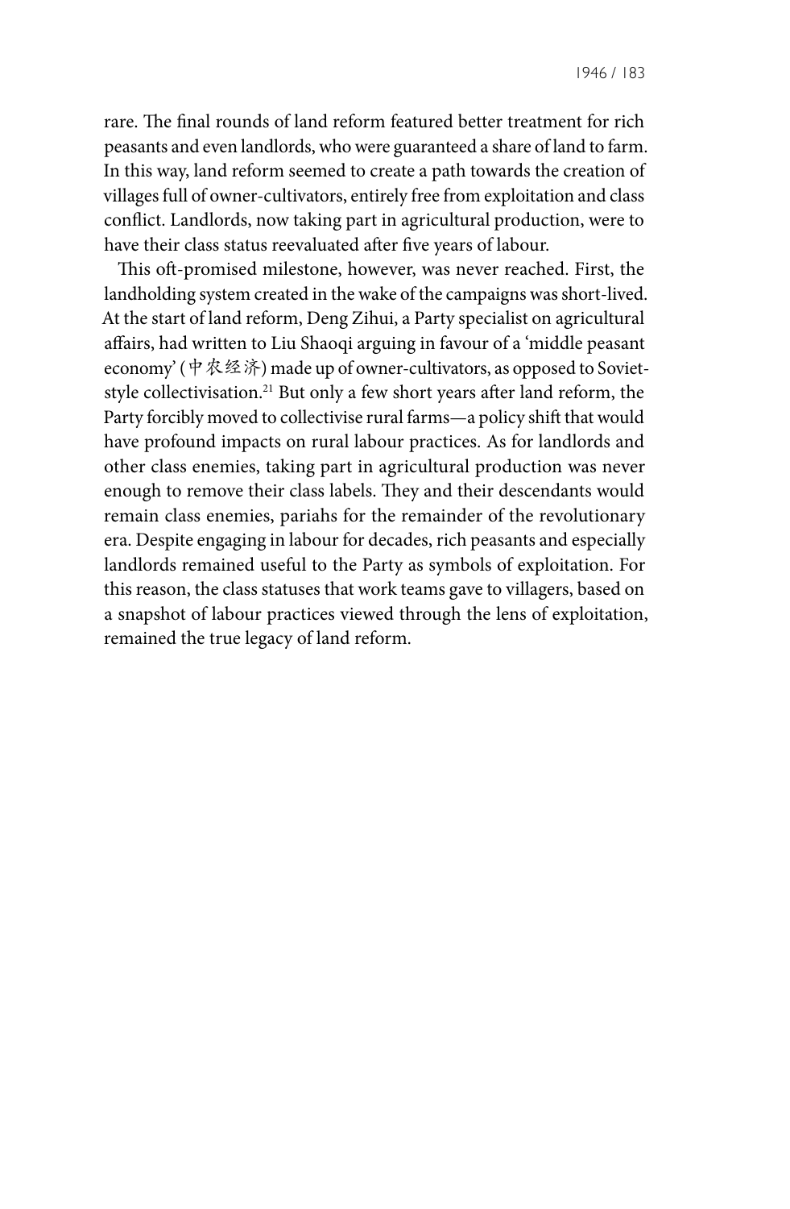rare. The final rounds of land reform featured better treatment for rich peasants and even landlords, who were guaranteed a share of land to farm. In this way, land reform seemed to create a path towards the creation of villages full of owner-cultivators, entirely free from exploitation and class conflict. Landlords, now taking part in agricultural production, were to have their class status reevaluated after five years of labour.

This oft-promised milestone, however, was never reached. First, the landholding system created in the wake of the campaigns was short-lived. At the start of land reform, Deng Zihui, a Party specialist on agricultural affairs, had written to Liu Shaoqi arguing in favour of a 'middle peasant economy' (中农经济) made up of owner-cultivators, as opposed to Soviet-style collectivisation.[21] But only a few short years after land reform, the Party forcibly moved to collectivise rural farms—a policy shift that would have profound impacts on rural labour practices. As for landlords and other class enemies, taking part in agricultural production was never enough to remove their class labels. They and their descendants would remain class enemies, pariahs for the remainder of the revolutionary era. Despite engaging in labour for decades, rich peasants and especially landlords remained useful to the Party as symbols of exploitation. For this reason, the class statuses that work teams gave to villagers, based on a snapshot of labour practices viewed through the lens of exploitation, remained the true legacy of land reform.